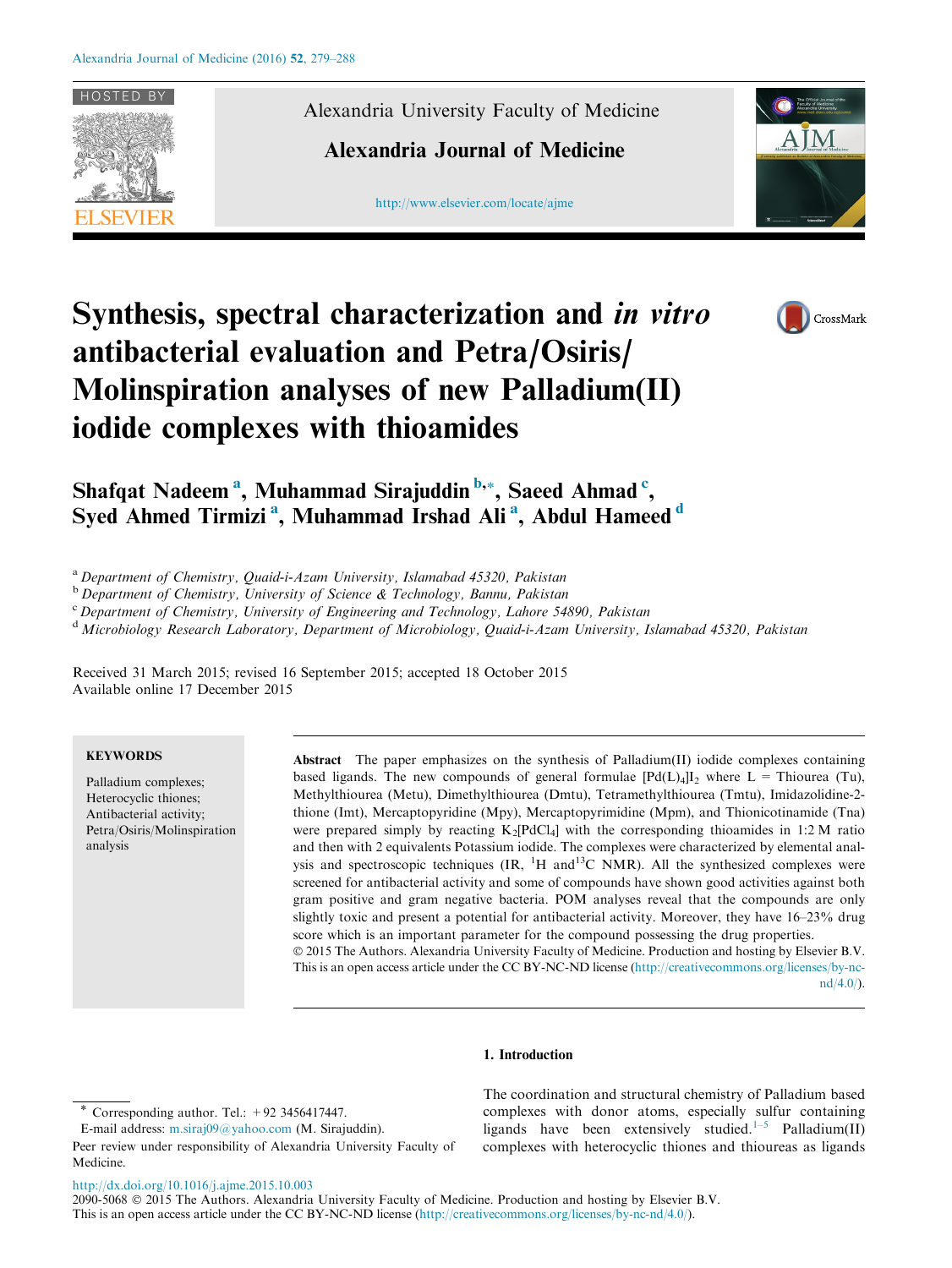# Synthesis, spectral characterization and *in vitro* antibacterial evaluation and Petra/Osiris/Molinspiration analyses of new Palladium(II) iodide complexes with thioamides

**Shafqat Nadeem** [a], **Muhammad Sirajuddin** [b,*], **Saeed Ahmad** [c], **Syed Ahmed Tirmizi** [a], **Muhammad Irshad Ali** [a], **Abdul Hameed** [d]

[a] *Department of Chemistry, Quaid-i-Azam University, Islamabad 45320, Pakistan*
[b] *Department of Chemistry, University of Science & Technology, Bannu, Pakistan*
[c] *Department of Chemistry, University of Engineering and Technology, Lahore 54890, Pakistan*
[d] *Microbiology Research Laboratory, Department of Microbiology, Quaid-i-Azam University, Islamabad 45320, Pakistan*

Received 31 March 2015; revised 16 September 2015; accepted 18 October 2015
Available online 17 December 2015

**KEYWORDS**

Palladium complexes;
Heterocyclic thiones;
Antibacterial activity;
Petra/Osiris/Molinspiration analysis

**Abstract** The paper emphasizes on the synthesis of Palladium(II) iodide complexes containing based ligands. The new compounds of general formulae $[Pd(L)_4]I_2$ where L = Thiourea (Tu), Methylthiourea (Metu), Dimethylthiourea (Dmtu), Tetramethylthiourea (Tmtu), Imidazolidine-2-thione (Imt), Mercaptopyridine (Mpy), Mercaptopyrimidine (Mpm), and Thionicotinamide (Tna) were prepared simply by reacting $K_2[PdCl_4]$ with the corresponding thioamides in 1:2 M ratio and then with 2 equivalents Potassium iodide. The complexes were characterized by elemental analysis and spectroscopic techniques (IR, $^1H$ and $^{13}C$ NMR). All the synthesized complexes were screened for antibacterial activity and some of compounds have shown good activities against both gram positive and gram negative bacteria. POM analyses reveal that the compounds are only slightly toxic and present a potential for antibacterial activity. Moreover, they have 16–23% drug score which is an important parameter for the compound possessing the drug properties.

© 2015 The Authors. Alexandria University Faculty of Medicine. Production and hosting by Elsevier B.V. This is an open access article under the CC BY-NC-ND license (http://creativecommons.org/licenses/by-nc-nd/4.0/).

## 1. Introduction

The coordination and structural chemistry of Palladium based complexes with donor atoms, especially sulfur containing ligands have been extensively studied.[1–5] Palladium(II) complexes with heterocyclic thiones and thioureas as ligands

\* Corresponding author. Tel.: +92 3456417447.
E-mail address: m.siraj09@yahoo.com (M. Sirajuddin).

Peer review under responsibility of Alexandria University Faculty of Medicine.

http://dx.doi.org/10.1016/j.ajme.2015.10.003
2090-5068 © 2015 The Authors. Alexandria University Faculty of Medicine. Production and hosting by Elsevier B.V.
This is an open access article under the CC BY-NC-ND license (http://creativecommons.org/licenses/by-nc-nd/4.0/).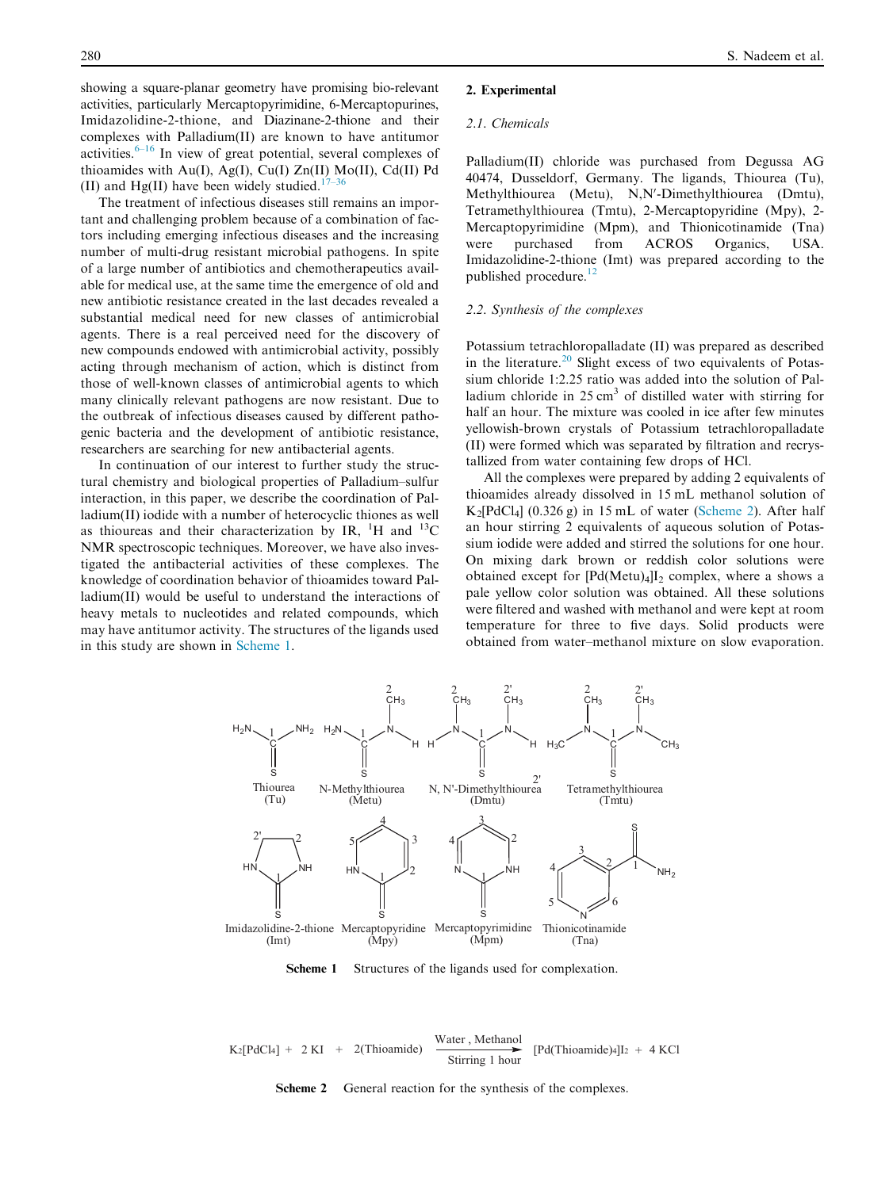showing a square-planar geometry have promising bio-relevant activities, particularly Mercaptopyrimidine, 6-Mercaptopurines, Imidazolidine-2-thione, and Diazinane-2-thione and their complexes with Palladium(II) are known to have antitumor activities.[6–16] In view of great potential, several complexes of thioamides with Au(I), Ag(I), Cu(I) Zn(II) Mo(II), Cd(II) Pd (II) and Hg(II) have been widely studied.[17–36]

The treatment of infectious diseases still remains an important and challenging problem because of a combination of factors including emerging infectious diseases and the increasing number of multi-drug resistant microbial pathogens. In spite of a large number of antibiotics and chemotherapeutics available for medical use, at the same time the emergence of old and new antibiotic resistance created in the last decades revealed a substantial medical need for new classes of antimicrobial agents. There is a real perceived need for the discovery of new compounds endowed with antimicrobial activity, possibly acting through mechanism of action, which is distinct from those of well-known classes of antimicrobial agents to which many clinically relevant pathogens are now resistant. Due to the outbreak of infectious diseases caused by different pathogenic bacteria and the development of antibiotic resistance, researchers are searching for new antibacterial agents.

In continuation of our interest to further study the structural chemistry and biological properties of Palladium–sulfur interaction, in this paper, we describe the coordination of Palladium(II) iodide with a number of heterocyclic thiones as well as thioureas and their characterization by IR, $^{1}H$ and $^{13}C$ NMR spectroscopic techniques. Moreover, we have also investigated the antibacterial activities of these complexes. The knowledge of coordination behavior of thioamides toward Palladium(II) would be useful to understand the interactions of heavy metals to nucleotides and related compounds, which may have antitumor activity. The structures of the ligands used in this study are shown in Scheme 1.

## 2. Experimental

### 2.1. Chemicals

Palladium(II) chloride was purchased from Degussa AG 40474, Dusseldorf, Germany. The ligands, Thiourea (Tu), Methylthiourea (Metu), N,N′-Dimethylthiourea (Dmtu), Tetramethylthiourea (Tmtu), 2-Mercaptopyridine (Mpy), 2-Mercaptopyrimidine (Mpm), and Thionicotinamide (Tna) were purchased from ACROS Organics, USA. Imidazolidine-2-thione (Imt) was prepared according to the published procedure.[12]

### 2.2. Synthesis of the complexes

Potassium tetrachloropalladate (II) was prepared as described in the literature.[20] Slight excess of two equivalents of Potassium chloride 1:2.25 ratio was added into the solution of Palladium chloride in 25 $cm^3$ of distilled water with stirring for half an hour. The mixture was cooled in ice after few minutes yellowish-brown crystals of Potassium tetrachloropalladate (II) were formed which was separated by filtration and recrystallized from water containing few drops of HCl.

All the complexes were prepared by adding 2 equivalents of thioamides already dissolved in 15 mL methanol solution of $K_2[PdCl_4]$ (0.326 g) in 15 mL of water (Scheme 2). After half an hour stirring 2 equivalents of aqueous solution of Potassium iodide were added and stirred the solutions for one hour. On mixing dark brown or reddish color solutions were obtained except for $[Pd(Metu)_4]I_2$ complex, where a shows a pale yellow color solution was obtained. All these solutions were filtered and washed with methanol and were kept at room temperature for three to five days. Solid products were obtained from water–methanol mixture on slow evaporation.

Thiourea (Tu), N-Methylthiourea (Metu), N, N′-Dimethylthiourea (Dmtu), Tetramethylthiourea (Tmtu), Imidazolidine-2-thione (Imt), Mercaptopyridine (Mpy), Mercaptopyrimidine (Mpm), Thionicotinamide (Tna)

**Scheme 1** Structures of the ligands used for complexation.

$$K_2[PdCl_4] + 2\,KI + 2(\text{Thioamide}) \xrightarrow[\text{Stirring 1 hour}]{\text{Water, Methanol}} [Pd(\text{Thioamide})_4]I_2 + 4\,KCl$$

**Scheme 2** General reaction for the synthesis of the complexes.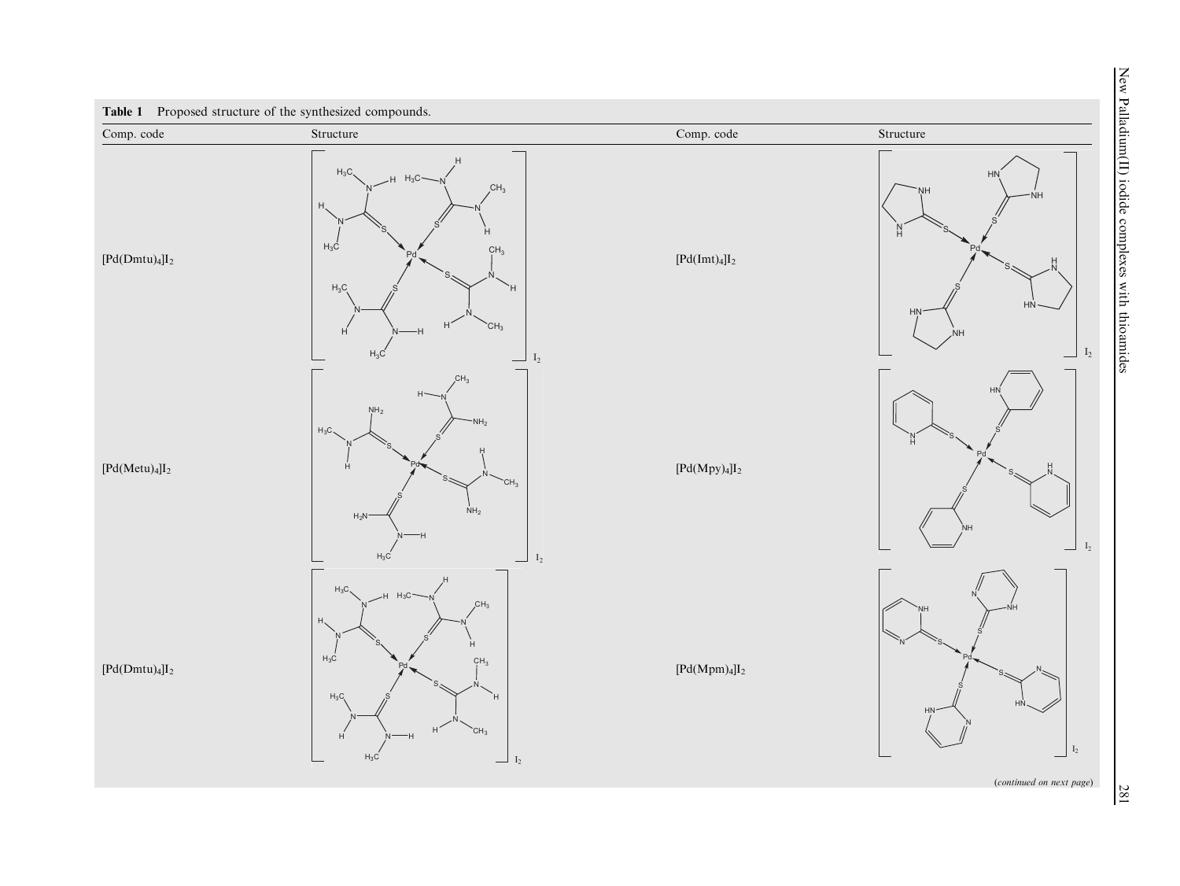**Table 1** Proposed structure of the synthesized compounds.

| Comp. code | Structure | Comp. code | Structure |
|---|---|---|---|
| $[Pd(Dmtu)_4]I_2$ | | $[Pd(Imt)_4]I_2$ | |
| $[Pd(Metu)_4]I_2$ | | $[Pd(Mpy)_4]I_2$ | |
| $[Pd(Dmtu)_4]I_2$ | | $[Pd(Mpm)_4]I_2$ | |

(*continued on next page*)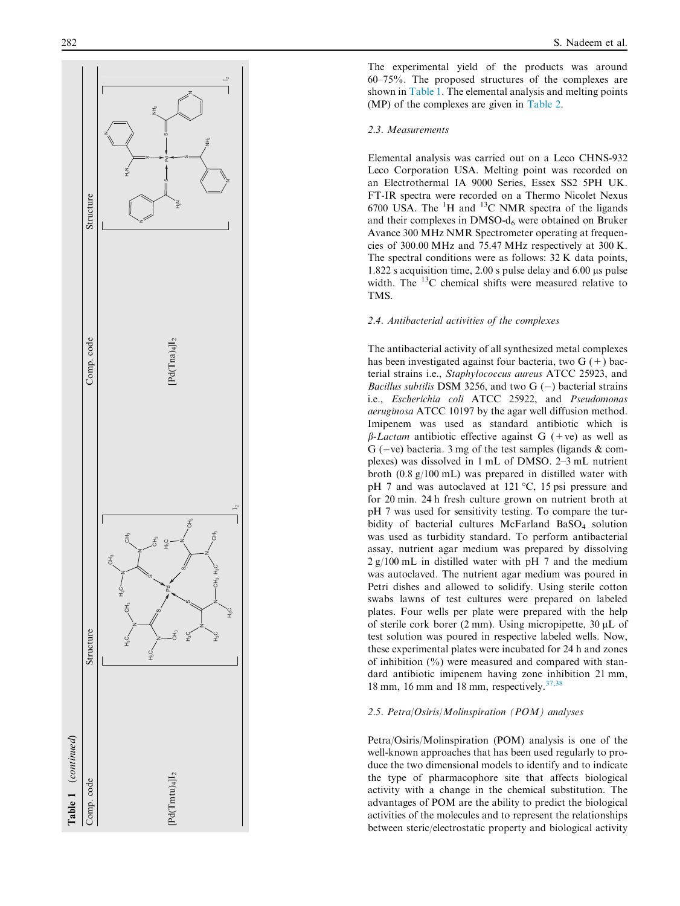**Table 1** (*continued*)

| Comp. code | Structure | Comp. code | Structure |
|---|---|---|---|
| $[Pd(Tmtu)_4]I_2$ | | $[Pd(Tna)_4]I_2$ | |

The experimental yield of the products was around 60–75%. The proposed structures of the complexes are shown in Table 1. The elemental analysis and melting points (MP) of the complexes are given in Table 2.

### 2.3. Measurements

Elemental analysis was carried out on a Leco CHNS-932 Leco Corporation USA. Melting point was recorded on an Electrothermal IA 9000 Series, Essex SS2 5PH UK. FT-IR spectra were recorded on a Thermo Nicolet Nexus 6700 USA. The $^{1}H$ and $^{13}C$ NMR spectra of the ligands and their complexes in DMSO-$d_6$ were obtained on Bruker Avance 300 MHz NMR Spectrometer operating at frequencies of 300.00 MHz and 75.47 MHz respectively at 300 K. The spectral conditions were as follows: 32 K data points, 1.822 s acquisition time, 2.00 s pulse delay and 6.00 μs pulse width. The $^{13}C$ chemical shifts were measured relative to TMS.

### 2.4. Antibacterial activities of the complexes

The antibacterial activity of all synthesized metal complexes has been investigated against four bacteria, two G (+) bacterial strains i.e., *Staphylococcus aureus* ATCC 25923, and *Bacillus subtilis* DSM 3256, and two G (−) bacterial strains i.e., *Escherichia coli* ATCC 25922, and *Pseudomonas aeruginosa* ATCC 10197 by the agar well diffusion method. Imipenem was used as standard antibiotic which is *β-Lactam* antibiotic effective against G (+ve) as well as G (−ve) bacteria. 3 mg of the test samples (ligands & complexes) was dissolved in 1 mL of DMSO. 2–3 mL nutrient broth (0.8 g/100 mL) was prepared in distilled water with pH 7 and was autoclaved at 121 °C, 15 psi pressure and for 20 min. 24 h fresh culture grown on nutrient broth at pH 7 was used for sensitivity testing. To compare the turbidity of bacterial cultures McFarland $BaSO_4$ solution was used as turbidity standard. To perform antibacterial assay, nutrient agar medium was prepared by dissolving 2 g/100 mL in distilled water with pH 7 and the medium was autoclaved. The nutrient agar medium was poured in Petri dishes and allowed to solidify. Using sterile cotton swabs lawns of test cultures were prepared on labeled plates. Four wells per plate were prepared with the help of sterile cork borer (2 mm). Using micropipette, 30 μL of test solution was poured in respective labeled wells. Now, these experimental plates were incubated for 24 h and zones of inhibition (%) were measured and compared with standard antibiotic imipenem having zone inhibition 21 mm, 18 mm, 16 mm and 18 mm, respectively.[37,38]

### 2.5. Petra/Osiris/Molinspiration (POM) analyses

Petra/Osiris/Molinspiration (POM) analysis is one of the well-known approaches that has been used regularly to produce the two dimensional models to identify and to indicate the type of pharmacophore site that affects biological activity with a change in the chemical substitution. The advantages of POM are the ability to predict the biological activities of the molecules and to represent the relationships between steric/electrostatic property and biological activity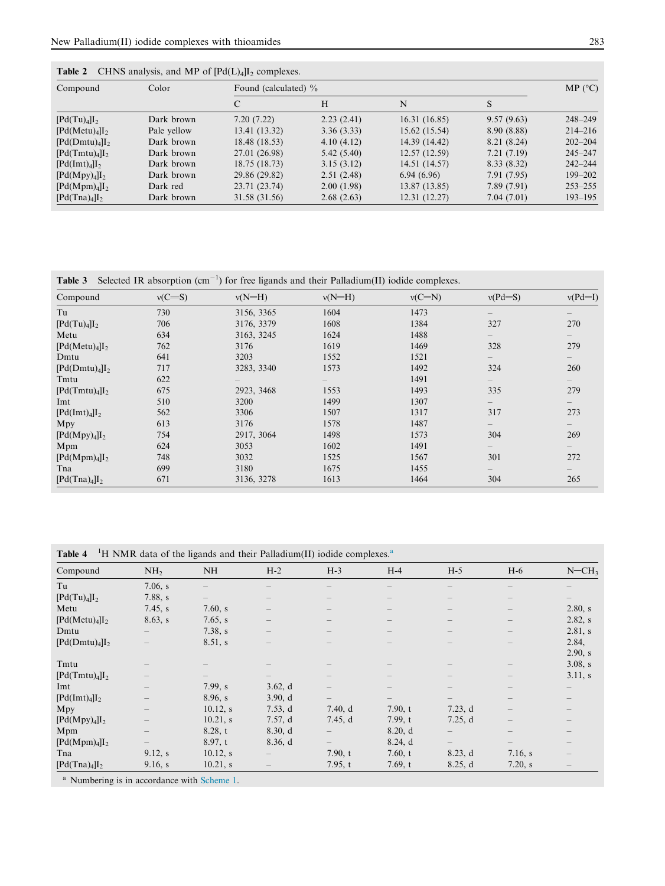**Table 2** CHNS analysis, and MP of $[Pd(L)_4]I_2$ complexes.

| Compound | Color | Found (calculated) % | | | | MP (°C) |
|---|---|---|---|---|---|---|
| | | C | H | N | S | |
| $[Pd(Tu)_4]I_2$ | Dark brown | 7.20 (7.22) | 2.23 (2.41) | 16.31 (16.85) | 9.57 (9.63) | 248–249 |
| $[Pd(Metu)_4]I_2$ | Pale yellow | 13.41 (13.32) | 3.36 (3.33) | 15.62 (15.54) | 8.90 (8.88) | 214–216 |
| $[Pd(Dmtu)_4]I_2$ | Dark brown | 18.48 (18.53) | 4.10 (4.12) | 14.39 (14.42) | 8.21 (8.24) | 202–204 |
| $[Pd(Tmtu)_4]I_2$ | Dark brown | 27.01 (26.98) | 5.42 (5.40) | 12.57 (12.59) | 7.21 (7.19) | 245–247 |
| $[Pd(Imt)_4]I_2$ | Dark brown | 18.75 (18.73) | 3.15 (3.12) | 14.51 (14.57) | 8.33 (8.32) | 242–244 |
| $[Pd(Mpy)_4]I_2$ | Dark brown | 29.86 (29.82) | 2.51 (2.48) | 6.94 (6.96) | 7.91 (7.95) | 199–202 |
| $[Pd(Mpm)_4]I_2$ | Dark red | 23.71 (23.74) | 2.00 (1.98) | 13.87 (13.85) | 7.89 (7.91) | 253–255 |
| $[Pd(Tna)_4]I_2$ | Dark brown | 31.58 (31.56) | 2.68 (2.63) | 12.31 (12.27) | 7.04 (7.01) | 193–195 |

**Table 3** Selected IR absorption ($cm^{-1}$) for free ligands and their Palladium(II) iodide complexes.

| Compound | ν(C=S) | ν(N–H) | ν(N–H) | ν(C–N) | ν(Pd–S) | ν(Pd–I) |
|---|---|---|---|---|---|---|
| Tu | 730 | 3156, 3365 | 1604 | 1473 | – | – |
| $[Pd(Tu)_4]I_2$ | 706 | 3176, 3379 | 1608 | 1384 | 327 | 270 |
| Metu | 634 | 3163, 3245 | 1624 | 1488 | – | – |
| $[Pd(Metu)_4]I_2$ | 762 | 3176 | 1619 | 1469 | 328 | 279 |
| Dmtu | 641 | 3203 | 1552 | 1521 | – | – |
| $[Pd(Dmtu)_4]I_2$ | 717 | 3283, 3340 | 1573 | 1492 | 324 | 260 |
| Tmtu | 622 | – | – | 1491 | – | – |
| $[Pd(Tmtu)_4]I_2$ | 675 | 2923, 3468 | 1553 | 1493 | 335 | 279 |
| Imt | 510 | 3200 | 1499 | 1307 | – | – |
| $[Pd(Imt)_4]I_2$ | 562 | 3306 | 1507 | 1317 | 317 | 273 |
| Mpy | 613 | 3176 | 1578 | 1487 | – | – |
| $[Pd(Mpy)_4]I_2$ | 754 | 2917, 3064 | 1498 | 1573 | 304 | 269 |
| Mpm | 624 | 3053 | 1602 | 1491 | – | – |
| $[Pd(Mpm)_4]I_2$ | 748 | 3032 | 1525 | 1567 | 301 | 272 |
| Tna | 699 | 3180 | 1675 | 1455 | – | – |
| $[Pd(Tna)_4]I_2$ | 671 | 3136, 3278 | 1613 | 1464 | 304 | 265 |

**Table 4** $^1H$ NMR data of the ligands and their Palladium(II) iodide complexes.[a]

| Compound | $NH_2$ | NH | H-2 | H-3 | H-4 | H-5 | H-6 | N–$CH_3$ |
|---|---|---|---|---|---|---|---|---|
| Tu | 7.06, s | – | – | – | – | – | – | – |
| $[Pd(Tu)_4]I_2$ | 7.88, s | – | – | – | – | – | – | – |
| Metu | 7.45, s | 7.60, s | – | – | – | – | – | 2.80, s |
| $[Pd(Metu)_4]I_2$ | 8.63, s | 7.65, s | – | – | – | – | – | 2.82, s |
| Dmtu | – | 7.38, s | – | – | – | – | – | 2.81, s |
| $[Pd(Dmtu)_4]I_2$ | – | 8.51, s | – | – | – | – | – | 2.84, 2.90, s |
| Tmtu | – | – | – | – | – | – | – | 3.08, s |
| $[Pd(Tmtu)_4]I_2$ | – | – | – | – | – | – | – | 3.11, s |
| Imt | – | 7.99, s | 3.62, d | – | – | – | – | – |
| $[Pd(Imt)_4]I_2$ | – | 8.96, s | 3.90, d | – | – | – | – | – |
| Mpy | – | 10.12, s | 7.53, d | 7.40, d | 7.90, t | 7.23, d | – | – |
| $[Pd(Mpy)_4]I_2$ | – | 10.21, s | 7.57, d | 7.45, d | 7.99, t | 7.25, d | – | – |
| Mpm | – | 8.28, t | 8.30, d | – | 8.20, d | – | – | – |
| $[Pd(Mpm)_4]I_2$ | – | 8.97, t | 8.36, d | – | 8.24, d | – | – | – |
| Tna | 9.12, s | 10.12, s | – | 7.90, t | 7.60, t | 8.23, d | 7.16, s | – |
| $[Pd(Tna)_4]I_2$ | 9.16, s | 10.21, s | – | 7.95, t | 7.69, t | 8.25, d | 7.20, s | – |

[a] Numbering is in accordance with Scheme 1.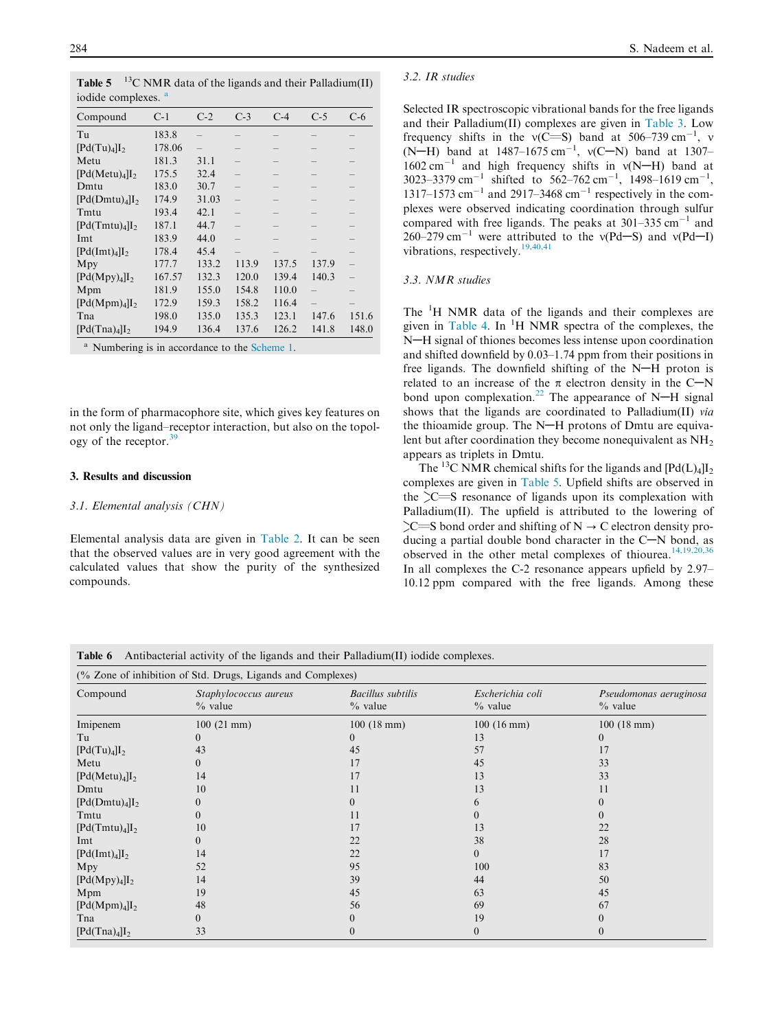**Table 5** $^{13}C$ NMR data of the ligands and their Palladium(II) iodide complexes. [a]

| Compound | C-1 | C-2 | C-3 | C-4 | C-5 | C-6 |
|---|---|---|---|---|---|---|
| Tu | 183.8 | – | – | – | – | – |
| $[Pd(Tu)_4]I_2$ | 178.06 | – | – | – | – | – |
| Metu | 181.3 | 31.1 | – | – | – | – |
| $[Pd(Metu)_4]I_2$ | 175.5 | 32.4 | – | – | – | – |
| Dmtu | 183.0 | 30.7 | – | – | – | – |
| $[Pd(Dmtu)_4]I_2$ | 174.9 | 31.03 | – | – | – | – |
| Tmtu | 193.4 | 42.1 | – | – | – | – |
| $[Pd(Tmtu)_4]I_2$ | 187.1 | 44.7 | – | – | – | – |
| Imt | 183.9 | 44.0 | – | – | – | – |
| $[Pd(Imt)_4]I_2$ | 178.4 | 45.4 | – | – | – | – |
| Mpy | 177.7 | 133.2 | 113.9 | 137.5 | 137.9 | – |
| $[Pd(Mpy)_4]I_2$ | 167.57 | 132.3 | 120.0 | 139.4 | 140.3 | – |
| Mpm | 181.9 | 155.0 | 154.8 | 110.0 | – | – |
| $[Pd(Mpm)_4]I_2$ | 172.9 | 159.3 | 158.2 | 116.4 | – | – |
| Tna | 198.0 | 135.0 | 135.3 | 123.1 | 147.6 | 151.6 |
| $[Pd(Tna)_4]I_2$ | 194.9 | 136.4 | 137.6 | 126.2 | 141.8 | 148.0 |

[a] Numbering is in accordance to the Scheme 1.

in the form of pharmacophore site, which gives key features on not only the ligand–receptor interaction, but also on the topology of the receptor.[39]

## 3. Results and discussion

### 3.1. Elemental analysis (CHN)

Elemental analysis data are given in Table 2. It can be seen that the observed values are in very good agreement with the calculated values that show the purity of the synthesized compounds.

### 3.2. IR studies

Selected IR spectroscopic vibrational bands for the free ligands and their Palladium(II) complexes are given in Table 3. Low frequency shifts in the ν(C=S) band at 506–739 $cm^{-1}$, ν(N—H) band at 1487–1675 $cm^{-1}$, ν(C—N) band at 1307–1602 $cm^{-1}$ and high frequency shifts in ν(N—H) band at 3023–3379 $cm^{-1}$ shifted to 562–762 $cm^{-1}$, 1498–1619 $cm^{-1}$, 1317–1573 $cm^{-1}$ and 2917–3468 $cm^{-1}$ respectively in the complexes were observed indicating coordination through sulfur compared with free ligands. The peaks at 301–335 $cm^{-1}$ and 260–279 $cm^{-1}$ were attributed to the ν(Pd—S) and ν(Pd—I) vibrations, respectively.[19,40,41]

### 3.3. NMR studies

The $^{1}H$ NMR data of the ligands and their complexes are given in Table 4. In $^{1}H$ NMR spectra of the complexes, the N—H signal of thiones becomes less intense upon coordination and shifted downfield by 0.03–1.74 ppm from their positions in free ligands. The downfield shifting of the N—H proton is related to an increase of the π electron density in the C—N bond upon complexation.[22] The appearance of N—H signal shows that the ligands are coordinated to Palladium(II) *via* the thioamide group. The N—H protons of Dmtu are equivalent but after coordination they become nonequivalent as $NH_2$ appears as triplets in Dmtu.

The $^{13}C$ NMR chemical shifts for the ligands and $[Pd(L)_4]I_2$ complexes are given in Table 5. Upfield shifts are observed in the >C=S resonance of ligands upon its complexation with Palladium(II). The upfield is attributed to the lowering of >C=S bond order and shifting of N → C electron density producing a partial double bond character in the C—N bond, as observed in the other metal complexes of thiourea.[14,19,20,36] In all complexes the C-2 resonance appears upfield by 2.97–10.12 ppm compared with the free ligands. Among these

**Table 6** Antibacterial activity of the ligands and their Palladium(II) iodide complexes.

| (% Zone of inhibition of Std. Drugs, Ligands and Complexes) | | | | |
|---|---|---|---|---|
| Compound | *Staphylococcus aureus* % value | *Bacillus subtilis* % value | *Escherichia coli* % value | *Pseudomonas aeruginosa* % value |
| Imipenem | 100 (21 mm) | 100 (18 mm) | 100 (16 mm) | 100 (18 mm) |
| Tu | 0 | 0 | 13 | 0 |
| $[Pd(Tu)_4]I_2$ | 43 | 45 | 57 | 17 |
| Metu | 0 | 17 | 45 | 33 |
| $[Pd(Metu)_4]I_2$ | 14 | 17 | 13 | 33 |
| Dmtu | 10 | 11 | 13 | 11 |
| $[Pd(Dmtu)_4]I_2$ | 0 | 0 | 6 | 0 |
| Tmtu | 0 | 11 | 0 | 0 |
| $[Pd(Tmtu)_4]I_2$ | 10 | 17 | 13 | 22 |
| Imt | 0 | 22 | 38 | 28 |
| $[Pd(Imt)_4]I_2$ | 14 | 22 | 0 | 17 |
| Mpy | 52 | 95 | 100 | 83 |
| $[Pd(Mpy)_4]I_2$ | 14 | 39 | 44 | 50 |
| Mpm | 19 | 45 | 63 | 45 |
| $[Pd(Mpm)_4]I_2$ | 48 | 56 | 69 | 67 |
| Tna | 0 | 0 | 19 | 0 |
| $[Pd(Tna)_4]I_2$ | 33 | 0 | 0 | 0 |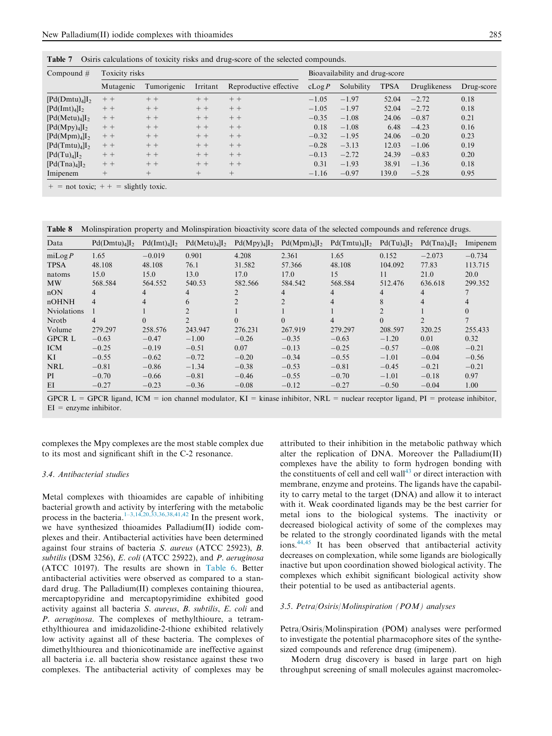**Table 7** Osiris calculations of toxicity risks and drug-score of the selected compounds.

| Compound # | Toxicity risks | | | | Bioavailability and drug-score | | | | |
|---|---|---|---|---|---|---|---|---|---|
| | Mutagenic | Tumorigenic | Irritant | Reproductive effective | cLog*P* | Solubility | TPSA | Druglikeness | Drug-score |
| $[Pd(Dmtu)_4]I_2$ | + + | + + | + + | + + | −1.05 | −1.97 | 52.04 | −2.72 | 0.18 |
| $[Pd(Imt)_4]I_2$ | + + | + + | + + | + + | −1.05 | −1.97 | 52.04 | −2.72 | 0.18 |
| $[Pd(Metu)_4]I_2$ | + + | + + | + + | + + | −0.35 | −1.08 | 24.06 | −0.87 | 0.21 |
| $[Pd(Mpy)_4]I_2$ | + + | + + | + + | + + | 0.18 | −1.08 | 6.48 | −4.23 | 0.16 |
| $[Pd(Mpm)_4]I_2$ | + + | + + | + + | + + | −0.32 | −1.95 | 24.06 | −0.20 | 0.23 |
| $[Pd(Tmtu)_4]I_2$ | + + | + + | + + | + + | −0.28 | −3.13 | 12.03 | −1.06 | 0.19 |
| $[Pd(Tu)_4]I_2$ | + + | + + | + + | + + | −0.13 | −2.72 | 24.39 | −0.83 | 0.20 |
| $[Pd(Tna)_4]I_2$ | + + | + + | + + | + + | 0.31 | −1.93 | 38.91 | −1.36 | 0.18 |
| Imipenem | + | + | + | + | −1.16 | −0.97 | 139.0 | −5.28 | 0.95 |

+ = not toxic; + + = slightly toxic.

**Table 8** Molinspiration property and Molinspiration bioactivity score data of the selected compounds and reference drugs.

| Data | $Pd(Dmtu)_4]I_2$ | $Pd(Imt)_4]I_2$ | $Pd(Metu)_4]I_2$ | $Pd(Mpy)_4]I_2$ | $Pd(Mpm)_4]I_2$ | $Pd(Tmtu)_4]I_2$ | $Pd(Tu)_4]I_2$ | $Pd(Tna)_4]I_2$ | Imipenem |
|---|---|---|---|---|---|---|---|---|---|
| miLog*P* | 1.65 | −0.019 | 0.901 | 4.208 | 2.361 | 1.65 | 0.152 | −2.073 | −0.734 |
| TPSA | 48.108 | 48.108 | 76.1 | 31.582 | 57.366 | 48.108 | 104.092 | 77.83 | 113.715 |
| natoms | 15.0 | 15.0 | 13.0 | 17.0 | 17.0 | 15 | 11 | 21.0 | 20.0 |
| MW | 568.584 | 564.552 | 540.53 | 582.566 | 584.542 | 568.584 | 512.476 | 636.618 | 299.352 |
| nON | 4 | 4 | 4 | 2 | 4 | 4 | 4 | 4 | 7 |
| nOHNH | 4 | 4 | 6 | 2 | 2 | 4 | 8 | 4 | 4 |
| Nviolations | 1 | 1 | 2 | 1 | 1 | 1 | 2 | 1 | 0 |
| Nrotb | 4 | 0 | 2 | 0 | 0 | 4 | 0 | 2 | 7 |
| Volume | 279.297 | 258.576 | 243.947 | 276.231 | 267.919 | 279.297 | 208.597 | 320.25 | 255.433 |
| GPCR L | −0.63 | −0.47 | −1.00 | −0.26 | −0.35 | −0.63 | −1.20 | 0.01 | 0.32 |
| ICM | −0.25 | −0.19 | −0.51 | 0.07 | −0.13 | −0.25 | −0.57 | −0.08 | −0.21 |
| KI | −0.55 | −0.62 | −0.72 | −0.20 | −0.34 | −0.55 | −1.01 | −0.04 | −0.56 |
| NRL | −0.81 | −0.86 | −1.34 | −0.38 | −0.53 | −0.81 | −0.45 | −0.21 | −0.21 |
| PI | −0.70 | −0.66 | −0.81 | −0.46 | −0.55 | −0.70 | −1.01 | −0.18 | 0.97 |
| EI | −0.27 | −0.23 | −0.36 | −0.08 | −0.12 | −0.27 | −0.50 | −0.04 | 1.00 |

GPCR L = GPCR ligand, ICM = ion channel modulator, KI = kinase inhibitor, NRL = nuclear receptor ligand, PI = protease inhibitor, EI = enzyme inhibitor.

complexes the Mpy complexes are the most stable complex due to its most and significant shift in the C-2 resonance.

### 3.4. Antibacterial studies

Metal complexes with thioamides are capable of inhibiting bacterial growth and activity by interfering with the metabolic process in the bacteria.[1–3,14,20,33,36,38,41,42] In the present work, we have synthesized thioamides Palladium(II) iodide complexes and their. Antibacterial activities have been determined against four strains of bacteria *S. aureus* (ATCC 25923), *B. subtilis* (DSM 3256), *E. coli* (ATCC 25922), and *P. aeruginosa* (ATCC 10197). The results are shown in Table 6. Better antibacterial activities were observed as compared to a standard drug. The Palladium(II) complexes containing thiourea, mercaptopyridine and mercaptopyrimidine exhibited good activity against all bacteria *S. aureus*, *B. subtilis*, *E. coli* and *P. aeruginosa*. The complexes of methylthioure, a tetramethylthiourea and imidazolidine-2-thione exhibited relatively low activity against all of these bacteria. The complexes of dimethylthiourea and thionicotinamide are ineffective against all bacteria i.e. all bacteria show resistance against these two complexes. The antibacterial activity of complexes may be attributed to their inhibition in the metabolic pathway which alter the replication of DNA. Moreover the Palladium(II) complexes have the ability to form hydrogen bonding with the constituents of cell and cell wall[43] or direct interaction with membrane, enzyme and proteins. The ligands have the capability to carry metal to the target (DNA) and allow it to interact with it. Weak coordinated ligands may be the best carrier for metal ions to the biological systems. The inactivity or decreased biological activity of some of the complexes may be related to the strongly coordinated ligands with the metal ions.[44,45] It has been observed that antibacterial activity decreases on complexation, while some ligands are biologically inactive but upon coordination showed biological activity. The complexes which exhibit significant biological activity show their potential to be used as antibacterial agents.

### 3.5. Petra/Osiris/Molinspiration (POM) analyses

Petra/Osiris/Molinspiration (POM) analyses were performed to investigate the potential pharmacophore sites of the synthesized compounds and reference drug (imipenem).

Modern drug discovery is based in large part on high throughput screening of small molecules against macromolec-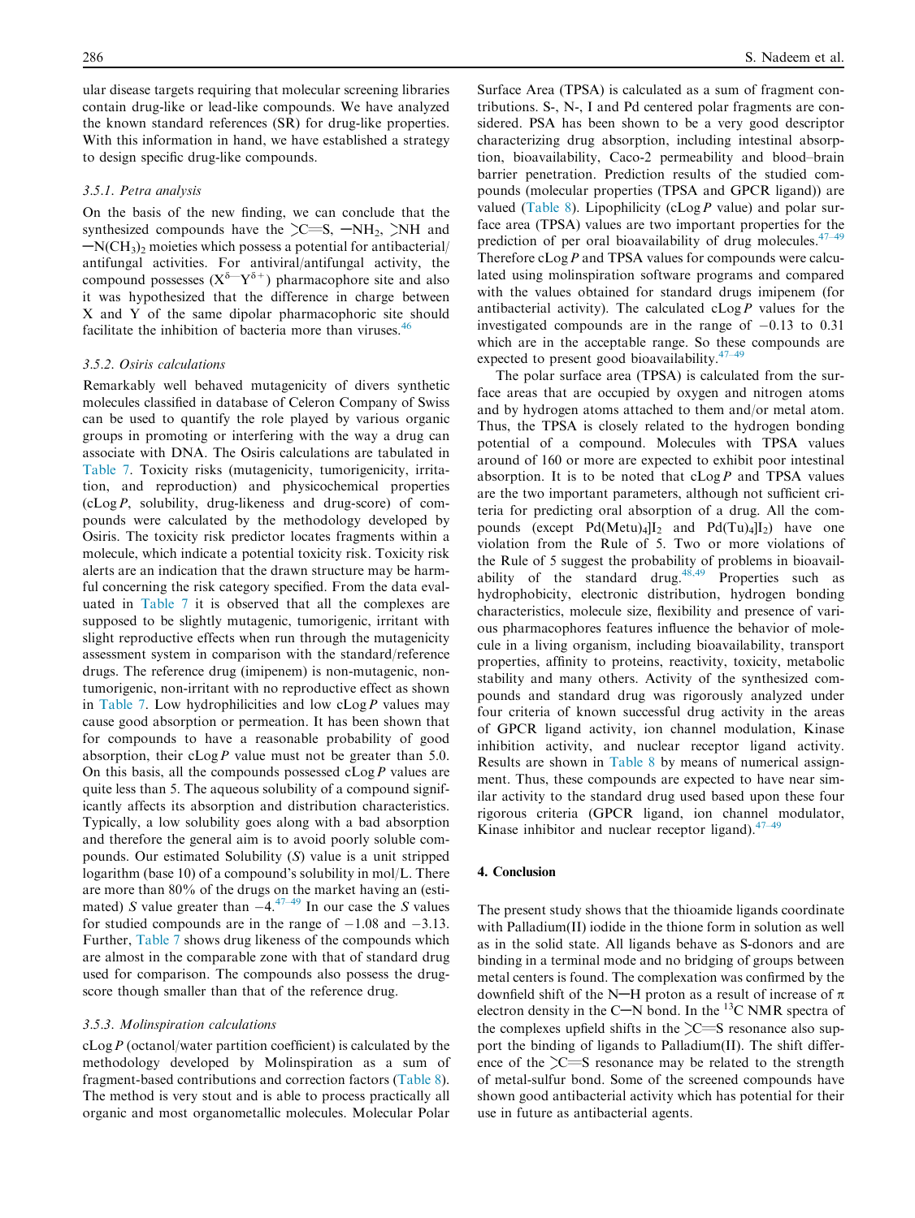ular disease targets requiring that molecular screening libraries contain drug-like or lead-like compounds. We have analyzed the known standard references (SR) for drug-like properties. With this information in hand, we have established a strategy to design specific drug-like compounds.

### 3.5.1. Petra analysis

On the basis of the new finding, we can conclude that the synthesized compounds have the $>C{=}S$, $-NH_2$, $>NH$ and $-N(CH_3)_2$ moieties which possess a potential for antibacterial/antifungal activities. For antiviral/antifungal activity, the compound possesses ($X^{\delta-}$—$Y^{\delta+}$) pharmacophore site and also it was hypothesized that the difference in charge between X and Y of the same dipolar pharmacophoric site should facilitate the inhibition of bacteria more than viruses.[46]

### 3.5.2. Osiris calculations

Remarkably well behaved mutagenicity of divers synthetic molecules classified in database of Celeron Company of Swiss can be used to quantify the role played by various organic groups in promoting or interfering with the way a drug can associate with DNA. The Osiris calculations are tabulated in Table 7. Toxicity risks (mutagenicity, tumorigenicity, irritation, and reproduction) and physicochemical properties (cLog *P*, solubility, drug-likeness and drug-score) of compounds were calculated by the methodology developed by Osiris. The toxicity risk predictor locates fragments within a molecule, which indicate a potential toxicity risk. Toxicity risk alerts are an indication that the drawn structure may be harmful concerning the risk category specified. From the data evaluated in Table 7 it is observed that all the complexes are supposed to be slightly mutagenic, tumorigenic, irritant with slight reproductive effects when run through the mutagenicity assessment system in comparison with the standard/reference drugs. The reference drug (imipenem) is non-mutagenic, non-tumorigenic, non-irritant with no reproductive effect as shown in Table 7. Low hydrophilicities and low cLog *P* values may cause good absorption or permeation. It has been shown that for compounds to have a reasonable probability of good absorption, their cLog *P* value must not be greater than 5.0. On this basis, all the compounds possessed cLog *P* values are quite less than 5. The aqueous solubility of a compound significantly affects its absorption and distribution characteristics. Typically, a low solubility goes along with a bad absorption and therefore the general aim is to avoid poorly soluble compounds. Our estimated Solubility (*S*) value is a unit stripped logarithm (base 10) of a compound's solubility in mol/L. There are more than 80% of the drugs on the market having an (estimated) *S* value greater than −4.[47–49] In our case the *S* values for studied compounds are in the range of −1.08 and −3.13. Further, Table 7 shows drug likeness of the compounds which are almost in the comparable zone with that of standard drug used for comparison. The compounds also possess the drug-score though smaller than that of the reference drug.

### 3.5.3. Molinspiration calculations

cLog *P* (octanol/water partition coefficient) is calculated by the methodology developed by Molinspiration as a sum of fragment-based contributions and correction factors (Table 8). The method is very stout and is able to process practically all organic and most organometallic molecules. Molecular Polar Surface Area (TPSA) is calculated as a sum of fragment contributions. S-, N-, I and Pd centered polar fragments are considered. PSA has been shown to be a very good descriptor characterizing drug absorption, including intestinal absorption, bioavailability, Caco-2 permeability and blood–brain barrier penetration. Prediction results of the studied compounds (molecular properties (TPSA and GPCR ligand)) are valued (Table 8). Lipophilicity (cLog *P* value) and polar surface area (TPSA) values are two important properties for the prediction of per oral bioavailability of drug molecules.[47–49] Therefore cLog *P* and TPSA values for compounds were calculated using molinspiration software programs and compared with the values obtained for standard drugs imipenem (for antibacterial activity). The calculated cLog *P* values for the investigated compounds are in the range of −0.13 to 0.31 which are in the acceptable range. So these compounds are expected to present good bioavailability.[47–49]

The polar surface area (TPSA) is calculated from the surface areas that are occupied by oxygen and nitrogen atoms and by hydrogen atoms attached to them and/or metal atom. Thus, the TPSA is closely related to the hydrogen bonding potential of a compound. Molecules with TPSA values around of 160 or more are expected to exhibit poor intestinal absorption. It is to be noted that cLog *P* and TPSA values are the two important parameters, although not sufficient criteria for predicting oral absorption of a drug. All the compounds (except $[Pd(Metu)_4]I_2$ and $[Pd(Tu)_4]I_2$) have one violation from the Rule of 5. Two or more violations of the Rule of 5 suggest the probability of problems in bioavailability of the standard drug.[48,49] Properties such as hydrophobicity, electronic distribution, hydrogen bonding characteristics, molecule size, flexibility and presence of various pharmacophores features influence the behavior of molecule in a living organism, including bioavailability, transport properties, affinity to proteins, reactivity, toxicity, metabolic stability and many others. Activity of the synthesized compounds and standard drug was rigorously analyzed under four criteria of known successful drug activity in the areas of GPCR ligand activity, ion channel modulation, Kinase inhibition activity, and nuclear receptor ligand activity. Results are shown in Table 8 by means of numerical assignment. Thus, these compounds are expected to have near similar activity to the standard drug used based upon these four rigorous criteria (GPCR ligand, ion channel modulator, Kinase inhibitor and nuclear receptor ligand).[47–49]

## 4. Conclusion

The present study shows that the thioamide ligands coordinate with Palladium(II) iodide in the thione form in solution as well as in the solid state. All ligands behave as S-donors and are binding in a terminal mode and no bridging of groups between metal centers is found. The complexation was confirmed by the downfield shift of the N—H proton as a result of increase of π electron density in the C—N bond. In the $^{13}C$ NMR spectra of the complexes upfield shifts in the $>C{=}S$ resonance also support the binding of ligands to Palladium(II). The shift difference of the $>C{=}S$ resonance may be related to the strength of metal-sulfur bond. Some of the screened compounds have shown good antibacterial activity which has potential for their use in future as antibacterial agents.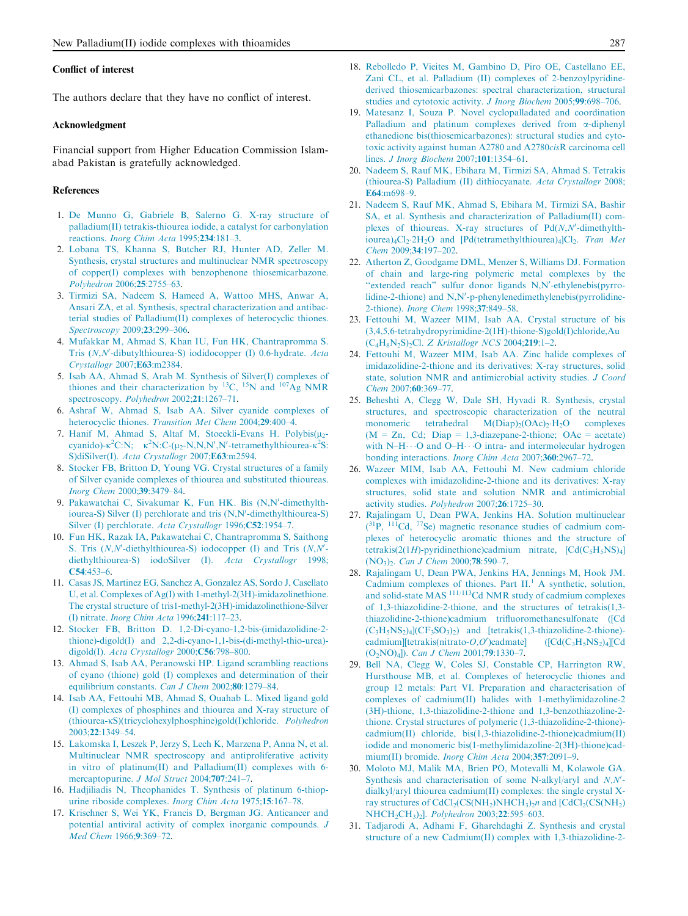## Conflict of interest

The authors declare that they have no conflict of interest.

## Acknowledgment

Financial support from Higher Education Commission Islamabad Pakistan is gratefully acknowledged.

## References

1. De Munno G, Gabriele B, Salerno G. X-ray structure of palladium(II) tetrakis-thiourea iodide, a catalyst for carbonylation reactions. *Inorg Chim Acta* 1995;**234**:181–3.
2. Lobana TS, Khanna S, Butcher RJ, Hunter AD, Zeller M. Synthesis, crystal structures and multinuclear NMR spectroscopy of copper(I) complexes with benzophenone thiosemicarbazone. *Polyhedron* 2006;**25**:2755–63.
3. Tirmizi SA, Nadeem S, Hameed A, Wattoo MHS, Anwar A, Ansari ZA, et al. Synthesis, spectral characterization and antibacterial studies of Palladium(II) complexes of heterocyclic thiones. *Spectroscopy* 2009;**23**:299–306.
4. Mufakkar M, Ahmad S, Khan IU, Fun HK, Chantrapromma S. Tris (*N,N*′-dibutylthiourea-S) iodidocopper (I) 0.6-hydrate. *Acta Crystallogr* 2007;**E63**:m2384.
5. Isab AA, Ahmad S, Arab M. Synthesis of Silver(I) complexes of thiones and their characterization by $^{13}C$, $^{15}N$ and $^{107}Ag$ NMR spectroscopy. *Polyhedron* 2002;**21**:1267–71.
6. Ashraf W, Ahmad S, Isab AA. Silver cyanide complexes of heterocyclic thiones. *Transition Met Chem* 2004;**29**:400–4.
7. Hanif M, Ahmad S, Altaf M, Stoeckli-Evans H. Polybis($\mu_2$-cyanido)-$\kappa^2$C:N; $\kappa^2$N:C-($\mu_2$-N,N,N′,N′-tetramethylthiourea-$\kappa^2$S:S)diSilver(I). *Acta Crystallogr* 2007;**E63**:m2594.
8. Stocker FB, Britton D, Young VG. Crystal structures of a family of Silver cyanide complexes of thiourea and substituted thioureas. *Inorg Chem* 2000;**39**:3479–84.
9. Pakawatchai C, Sivakumar K, Fun HK. Bis (N,N′-dimethylthiourea-S) Silver (I) perchlorate and tris (N,N′-dimethylthiourea-S) Silver (I) perchlorate. *Acta Crystallogr* 1996;**C52**:1954–7.
10. Fun HK, Razak IA, Pakawatchai C, Chantrapromma S, Saithong S. Tris (*N,N*′-diethylthiourea-S) iodocopper (I) and Tris (*N,N*′-diethylthiourea-S) iodoSilver (I). *Acta Crystallogr* 1998; **C54**:453–6.
11. Casas JS, Martinez EG, Sanchez A, Gonzalez AS, Sordo J, Casellato U, et al. Complexes of Ag(I) with 1-methyl-2(3H)-imidazolinethione. The crystal structure of tris1-methyl-2(3H)-imidazolinethione-Silver (I) nitrate. *Inorg Chim Acta* 1996;**241**:117–23.
12. Stocker FB, Britton D. 1,2-Di-cyano-1,2-bis-(imidazolidine-2-thione)-digold(I) and 2,2-di-cyano-1,1-bis-(di-methyl-thio-urea)-digold(I). *Acta Crystallogr* 2000;**C56**:798–800.
13. Ahmad S, Isab AA, Peranowski HP. Ligand scrambling reactions of cyano (thione) gold (I) complexes and determination of their equilibrium constants. *Can J Chem* 2002;**80**:1279–84.
14. Isab AA, Fettouhi MB, Ahmad S, Ouahab L. Mixed ligand gold (I) complexes of phosphines and thiourea and X-ray structure of (thiourea-κS)(tricyclohexylphosphine)gold(I)chloride. *Polyhedron* 2003;**22**:1349–54.
15. Lakomska I, Leszek P, Jerzy S, Lech K, Marzena P, Anna N, et al. Multinuclear NMR spectroscopy and antiproliferative activity in vitro of platinum(II) and Palladium(II) complexes with 6-mercaptopurine. *J Mol Struct* 2004;**707**:241–7.
16. Hadjiliadis N, Theophanides T. Synthesis of platinum 6-thiopurine riboside complexes. *Inorg Chim Acta* 1975;**15**:167–78.
17. Krischner S, Wei YK, Francis D, Bergman JG. Anticancer and potential antiviral activity of complex inorganic compounds. *J Med Chem* 1966;**9**:369–72.
18. Rebolledo P, Vieites M, Gambino D, Piro OE, Castellano EE, Zani CL, et al. Palladium (II) complexes of 2-benzoylpyridine-derived thiosemicarbazones: spectral characterization, structural studies and cytotoxic activity. *J Inorg Biochem* 2005;**99**:698–706.
19. Matesanz I, Souza P. Novel cyclopalladated and coordination Palladium and platinum complexes derived from α-diphenyl ethanedione bis(thiosemicarbazones): structural studies and cytotoxic activity against human A2780 and A2780*cis*R carcinoma cell lines. *J Inorg Biochem* 2007;**101**:1354–61.
20. Nadeem S, Rauf MK, Ebihara M, Tirmizi SA, Ahmad S. Tetrakis (thiourea-S) Palladium (II) dithiocyanate. *Acta Crystallogr* 2008; **E64**:m698–9.
21. Nadeem S, Rauf MK, Ahmad S, Ebihara M, Tirmizi SA, Bashir SA, et al. Synthesis and characterization of Palladium(II) complexes of thioureas. X-ray structures of Pd(*N,N*′-dimethylthiourea)$_4$Cl$_2$·2H$_2$O and [Pd(tetramethylthiourea)$_4$]Cl$_2$. *Tran Met Chem* 2009;**34**:197–202.
22. Atherton Z, Goodgame DML, Menzer S, Williams DJ. Formation of chain and large-ring polymeric metal complexes by the "extended reach" sulfur donor ligands N,N′-ethylenebis(pyrrolidine-2-thione) and N,N′-p-phenylenedimethylenebis(pyrrolidine-2-thione). *Inorg Chem* 1998;**37**:849–58.
23. Fettouhi M, Wazeer MIM, Isab AA. Crystal structure of bis (3,4,5,6-tetrahydropyrimidine-2(1H)-thione-S)gold(I)chloride,Au ($C_4H_8N_2S$)$_2$Cl. *Z Kristallogr NCS* 2004;**219**:1–2.
24. Fettouhi M, Wazeer MIM, Isab AA. Zinc halide complexes of imidazolidine-2-thione and its derivatives: X-ray structures, solid state, solution NMR and antimicrobial activity studies. *J Coord Chem* 2007;**60**:369–77.
25. Beheshti A, Clegg W, Dale SH, Hyvadi R. Synthesis, crystal structures, and spectroscopic characterization of the neutral monomeric tetrahedral M(Diap)$_2$(OAc)$_2$·H$_2$O complexes (M = Zn, Cd; Diap = 1,3-diazepane-2-thione; OAc = acetate) with N–H···O and O–H···O intra- and intermolecular hydrogen bonding interactions. *Inorg Chim Acta* 2007;**360**:2967–72.
26. Wazeer MIM, Isab AA, Fettouhi M. New cadmium chloride complexes with imidazolidine-2-thione and its derivatives: X-ray structures, solid state and solution NMR and antimicrobial activity studies. *Polyhedron* 2007;**26**:1725–30.
27. Rajalingam U, Dean PWA, Jenkins HA. Solution multinuclear ($^{31}$P, $^{111}$Cd, $^{77}$Se) magnetic resonance studies of cadmium complexes of heterocyclic aromatic thiones and the structure of tetrakis(2(1*H*)-pyridinethione)cadmium nitrate, [Cd($C_5H_5NS$)$_4$] (NO$_3$)$_2$. *Can J Chem* 2000;**78**:590–7.
28. Rajalingam U, Dean PWA, Jenkins HA, Jennings M, Hook JM. Cadmium complexes of thiones. Part II.[1] A synthetic, solution, and solid-state MAS $^{111/113}$Cd NMR study of cadmium complexes of 1,3-thiazolidine-2-thione, and the structures of tetrakis(1,3-thiazolidine-2-thione)cadmium trifluoromethanesulfonate ([Cd ($C_3H_5NS_2$)$_4$](CF$_3$SO$_3$)$_2$) and [tetrakis(1,3-thiazolidine-2-thione)-cadmium][tetrakis(nitrato-*O,O*′)cadmate] ([Cd($C_3H_5NS_2$)$_4$][Cd (O$_2$NO)$_4$]). *Can J Chem* 2001;**79**:1330–7.
29. Bell NA, Clegg W, Coles SJ, Constable CP, Harrington RW, Hursthouse MB, et al. Complexes of heterocyclic thiones and group 12 metals: Part VI. Preparation and characterisation of complexes of cadmium(II) halides with 1-methylimidazoline-2 (3H)-thione, 1,3-thiazolidine-2-thione and 1,3-benzothiazoline-2-thione. Crystal structures of polymeric (1,3-thiazolidine-2-thione)-cadmium(II) chloride, bis(1,3-thiazolidine-2-thione)cadmium(II) iodide and monomeric bis(1-methylimidazoline-2(3H)-thione)cadmium(II) bromide. *Inorg Chim Acta* 2004;**357**:2091–9.
30. Moloto MJ, Malik MA, Brien PO, Motevalli M, Kolawole GA. Synthesis and characterisation of some N-alkyl/aryl and *N,N*′-dialkyl/aryl thiourea cadmium(II) complexes: the single crystal X-ray structures of CdCl$_2$(CS(NH$_2$)NHCH$_3$)$_2$*n* and [CdCl$_2$(CS(NH$_2$) NHCH$_2$CH$_3$)$_2$]. *Polyhedron* 2003;**22**:595–603.
31. Tadjarodi A, Adhami F, Gharehdaghi Z. Synthesis and crystal structure of a new Cadmium(II) complex with 1,3-thiazolidine-2-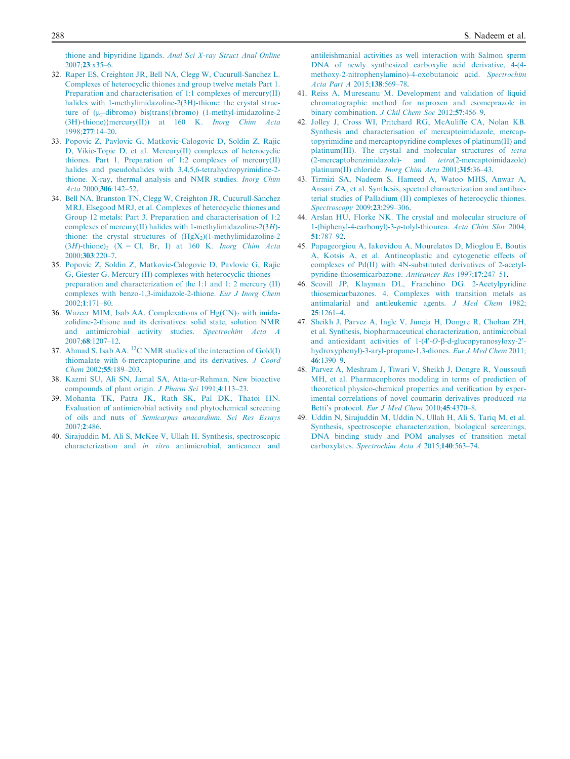thione and bipyridine ligands. *Anal Sci X-ray Struct Anal Online* 2007;**23**:x35–6.

32. Raper ES, Creighton JR, Bell NA, Clegg W, Cucurull-Sanchez L. Complexes of heterocyclic thiones and group twelve metals Part 1. Preparation and characterisation of 1:1 complexes of mercury(II) halides with 1-methylimidazoline-2(3H)-thione: the crystal structure of ($\mu_2$-dibromo) bis(trans{(bromo) (1-methyl-imidazoline-2 (3H)-thione)}mercury(II)) at 160 K. *Inorg Chim Acta* 1998;**277**:14–20.
33. Popovic Z, Pavlovic G, Matkovic-Calogovic D, Soldin Z, Rajic D, Vikic-Topic D, et al. Mercury(II) complexes of heterocyclic thiones. Part 1. Preparation of 1:2 complexes of mercury(II) halides and pseudohalides with 3,4,5,6-tetrahydropyrimidine-2-thione. X-ray, thermal analysis and NMR studies. *Inorg Chim Acta* 2000;**306**:142–52.
34. Bell NA, Branston TN, Clegg W, Creighton JR, Cucurull-Sánchez MRJ, Elsegood MRJ, et al. Complexes of heterocyclic thiones and Group 12 metals: Part 3. Preparation and characterisation of 1:2 complexes of mercury(II) halides with 1-methylimidazoline-2(3*H*)-thione: the crystal structures of ($HgX_2$)(1-methylimidazoline-2 (3*H*)-thione)$_2$ (X = Cl, Br, I) at 160 K. *Inorg Chim Acta* 2000;**303**:220–7.
35. Popovic Z, Soldin Z, Matkovic-Calogovic D, Pavlovic G, Rajic G, Giester G. Mercury (II) complexes with heterocyclic thiones — preparation and characterization of the 1:1 and 1: 2 mercury (II) complexes with benzo-1,3-imidazole-2-thione. *Eur J Inorg Chem* 2002;**1**:171–80.
36. Wazeer MIM, Isab AA. Complexations of $Hg(CN)_2$ with imidazolidine-2-thione and its derivatives: solid state, solution NMR and antimicrobial activity studies. *Spectrochim Acta A* 2007;**68**:1207–12.
37. Ahmad S, Isab AA. $^{13}C$ NMR studies of the interaction of Gold(I) thiomalate with 6-mercaptopurine and its derivatives. *J Coord Chem* 2002;**55**:189–203.
38. Kazmi SU, Ali SN, Jamal SA, Atta-ur-Rehman. New bioactive compounds of plant origin. *J Pharm Sci* 1991;**4**:113–23.
39. Mohanta TK, Patra JK, Rath SK, Pal DK, Thatoi HN. Evaluation of antimicrobial activity and phytochemical screening of oils and nuts of *Semicarpus anacardium*. *Sci Res Essays* 2007;**2**:486.
40. Sirajuddin M, Ali S, McKee V, Ullah H. Synthesis, spectroscopic characterization and *in vitro* antimicrobial, anticancer and antileishmanial activities as well interaction with Salmon sperm DNA of newly synthesized carboxylic acid derivative, 4-(4-methoxy-2-nitrophenylamino)-4-oxobutanoic acid. *Spectrochim Acta Part A* 2015;**138**:569–78.
41. Reiss A, Mureseanu M. Development and validation of liquid chromatographic method for naproxen and esomeprazole in binary combination. *J Chil Chem Soc* 2012;**57**:456–9.
42. Jolley J, Cross WI, Pritchard RG, McAuliffe CA, Nolan KB. Synthesis and characterisation of mercaptoimidazole, mercaptopyrimidine and mercaptopyridine complexes of platinum(II) and platinum(III). The crystal and molecular structures of *tetra* (2-mercaptobenzimidazole)- and *tetra*(2-mercaptoimidazole) platinum(II) chloride. *Inorg Chim Acta* 2001;**315**:36–43.
43. Tirmizi SA, Nadeem S, Hameed A, Watoo MHS, Anwar A, Ansari ZA, et al. Synthesis, spectral characterization and antibacterial studies of Palladium (II) complexes of heterocyclic thiones. *Spectroscopy* 2009;**23**:299–306.
44. Arslan HU, Florke NK. The crystal and molecular structure of 1-(biphenyl-4-carbonyl)-3-*p*-tolyl-thiourea. *Acta Chim Slov* 2004; **51**:787–92.
45. Papageorgiou A, Iakovidou A, Mourelatos D, Mioglou E, Boutis A, Kotsis A, et al. Antineoplastic and cytogenetic effects of complexes of Pd(II) with 4N-substituted derivatives of 2-acetyl-pyridine-thiosemicarbazone. *Anticancer Res* 1997;**17**:247–51.
46. Scovill JP, Klayman DL, Franchino DG. 2-Acetylpyridine thiosemicarbazones. 4. Complexes with transition metals as antimalarial and antileukemic agents. *J Med Chem* 1982; **25**:1261–4.
47. Sheikh J, Parvez A, Ingle V, Juneja H, Dongre R, Chohan ZH, et al. Synthesis, biopharmaceutical characterization, antimicrobial and antioxidant activities of 1-(4′-*O*-β-d-glucopyranosyloxy-2′-hydroxyphenyl)-3-aryl-propane-1,3-diones. *Eur J Med Chem* 2011; **46**:1390–9.
48. Parvez A, Meshram J, Tiwari V, Sheikh J, Dongre R, Youssoufi MH, et al. Pharmacophores modeling in terms of prediction of theoretical physico-chemical properties and verification by experimental correlations of novel coumarin derivatives produced *via* Betti's protocol. *Eur J Med Chem* 2010;**45**:4370–8.
49. Uddin N, Sirajuddin M, Uddin N, Ullah H, Ali S, Tariq M, et al. Synthesis, spectroscopic characterization, biological screenings, DNA binding study and POM analyses of transition metal carboxylates. *Spectrochim Acta A* 2015;**140**:563–74.